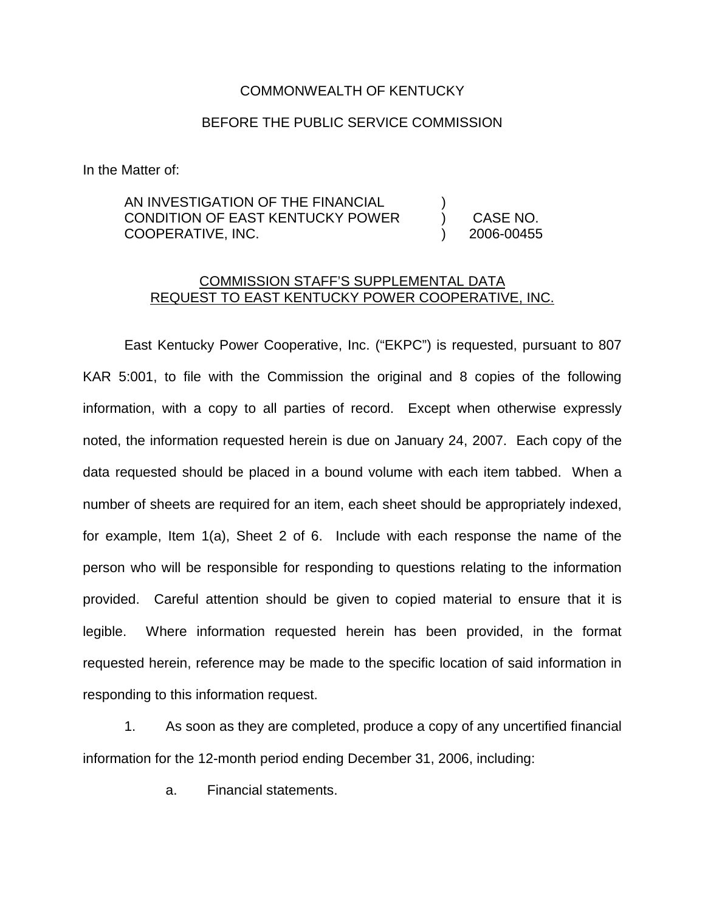COMMONWEALTH OF KENTUCKY

BEFORE THE PUBLIC SERVICE COMMISSION

In the Matter of:

| | | |
|---|---|---|
| AN INVESTIGATION OF THE FINANCIAL CONDITION OF EAST KENTUCKY POWER COOPERATIVE, INC. | ) ) ) | CASE NO. 2006-00455 |

COMMISSION STAFF'S SUPPLEMENTAL DATA REQUEST TO EAST KENTUCKY POWER COOPERATIVE, INC.

East Kentucky Power Cooperative, Inc. ("EKPC") is requested, pursuant to 807 KAR 5:001, to file with the Commission the original and 8 copies of the following information, with a copy to all parties of record. Except when otherwise expressly noted, the information requested herein is due on January 24, 2007. Each copy of the data requested should be placed in a bound volume with each item tabbed. When a number of sheets are required for an item, each sheet should be appropriately indexed, for example, Item 1(a), Sheet 2 of 6. Include with each response the name of the person who will be responsible for responding to questions relating to the information provided. Careful attention should be given to copied material to ensure that it is legible. Where information requested herein has been provided, in the format requested herein, reference may be made to the specific location of said information in responding to this information request.

1. As soon as they are completed, produce a copy of any uncertified financial information for the 12-month period ending December 31, 2006, including:

   a. Financial statements.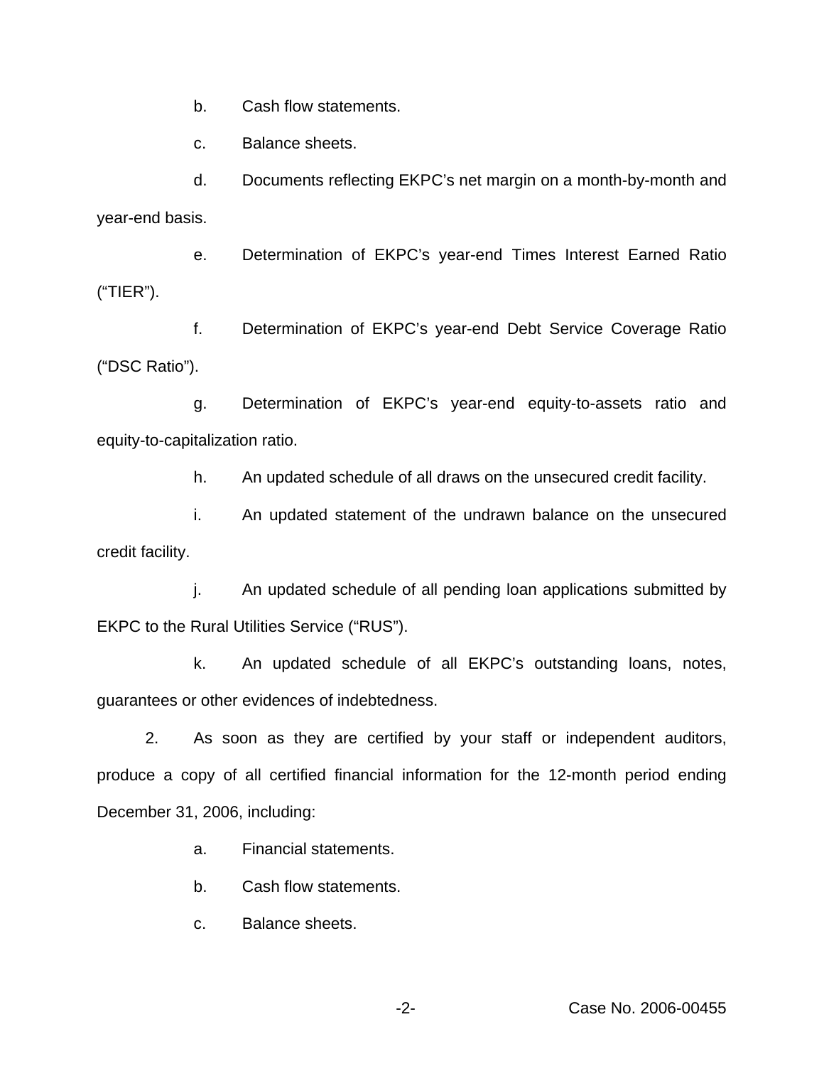b. Cash flow statements.

c. Balance sheets.

d. Documents reflecting EKPC's net margin on a month-by-month and year-end basis.

e. Determination of EKPC's year-end Times Interest Earned Ratio ("TIER").

f. Determination of EKPC's year-end Debt Service Coverage Ratio ("DSC Ratio").

g. Determination of EKPC's year-end equity-to-assets ratio and equity-to-capitalization ratio.

h. An updated schedule of all draws on the unsecured credit facility.

i. An updated statement of the undrawn balance on the unsecured credit facility.

j. An updated schedule of all pending loan applications submitted by EKPC to the Rural Utilities Service ("RUS").

k. An updated schedule of all EKPC's outstanding loans, notes, guarantees or other evidences of indebtedness.

2. As soon as they are certified by your staff or independent auditors, produce a copy of all certified financial information for the 12-month period ending December 31, 2006, including:

a. Financial statements.

b. Cash flow statements.

c. Balance sheets.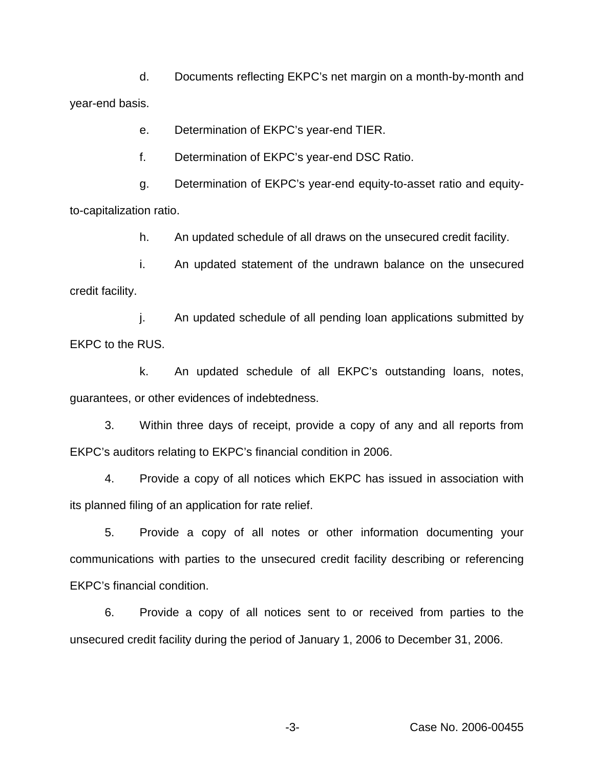d. Documents reflecting EKPC's net margin on a month-by-month and year-end basis.

e. Determination of EKPC's year-end TIER.

f. Determination of EKPC's year-end DSC Ratio.

g. Determination of EKPC's year-end equity-to-asset ratio and equity-to-capitalization ratio.

h. An updated schedule of all draws on the unsecured credit facility.

i. An updated statement of the undrawn balance on the unsecured credit facility.

j. An updated schedule of all pending loan applications submitted by EKPC to the RUS.

k. An updated schedule of all EKPC's outstanding loans, notes, guarantees, or other evidences of indebtedness.

3. Within three days of receipt, provide a copy of any and all reports from EKPC's auditors relating to EKPC's financial condition in 2006.

4. Provide a copy of all notices which EKPC has issued in association with its planned filing of an application for rate relief.

5. Provide a copy of all notes or other information documenting your communications with parties to the unsecured credit facility describing or referencing EKPC's financial condition.

6. Provide a copy of all notices sent to or received from parties to the unsecured credit facility during the period of January 1, 2006 to December 31, 2006.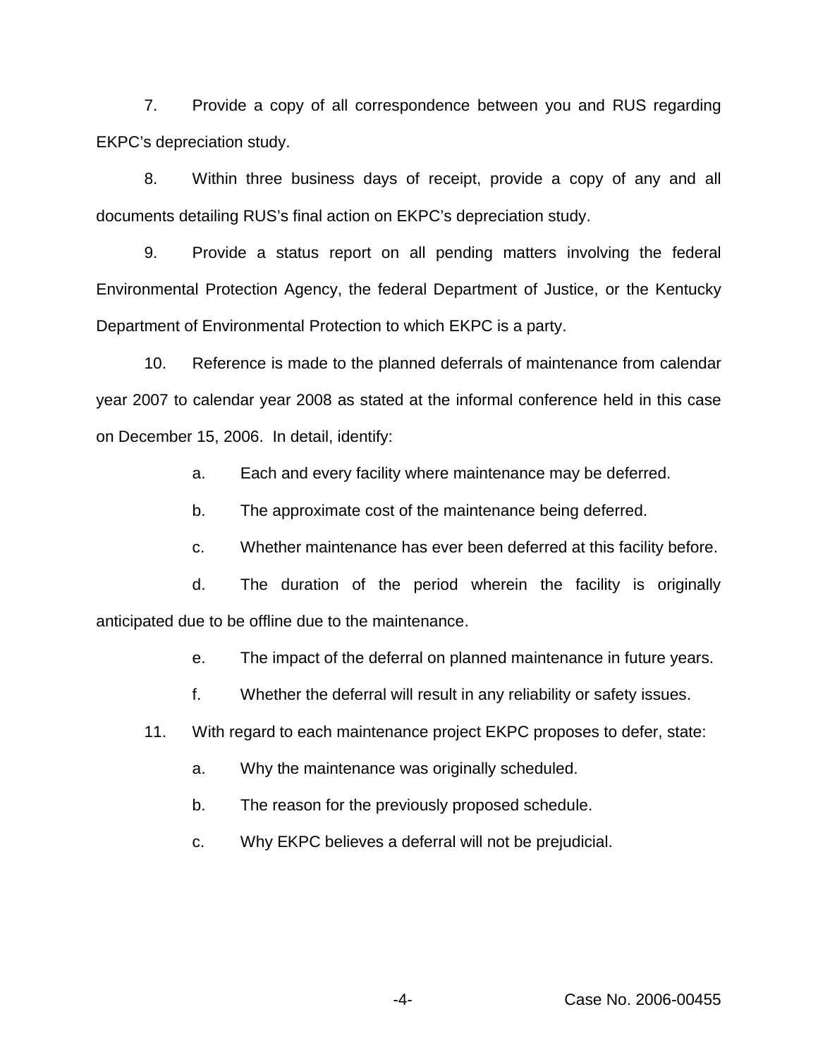7. Provide a copy of all correspondence between you and RUS regarding EKPC's depreciation study.

8. Within three business days of receipt, provide a copy of any and all documents detailing RUS's final action on EKPC's depreciation study.

9. Provide a status report on all pending matters involving the federal Environmental Protection Agency, the federal Department of Justice, or the Kentucky Department of Environmental Protection to which EKPC is a party.

10. Reference is made to the planned deferrals of maintenance from calendar year 2007 to calendar year 2008 as stated at the informal conference held in this case on December 15, 2006. In detail, identify:

   a. Each and every facility where maintenance may be deferred.

   b. The approximate cost of the maintenance being deferred.

   c. Whether maintenance has ever been deferred at this facility before.

   d. The duration of the period wherein the facility is originally anticipated due to be offline due to the maintenance.

   e. The impact of the deferral on planned maintenance in future years.

   f. Whether the deferral will result in any reliability or safety issues.

11. With regard to each maintenance project EKPC proposes to defer, state:

   a. Why the maintenance was originally scheduled.

   b. The reason for the previously proposed schedule.

   c. Why EKPC believes a deferral will not be prejudicial.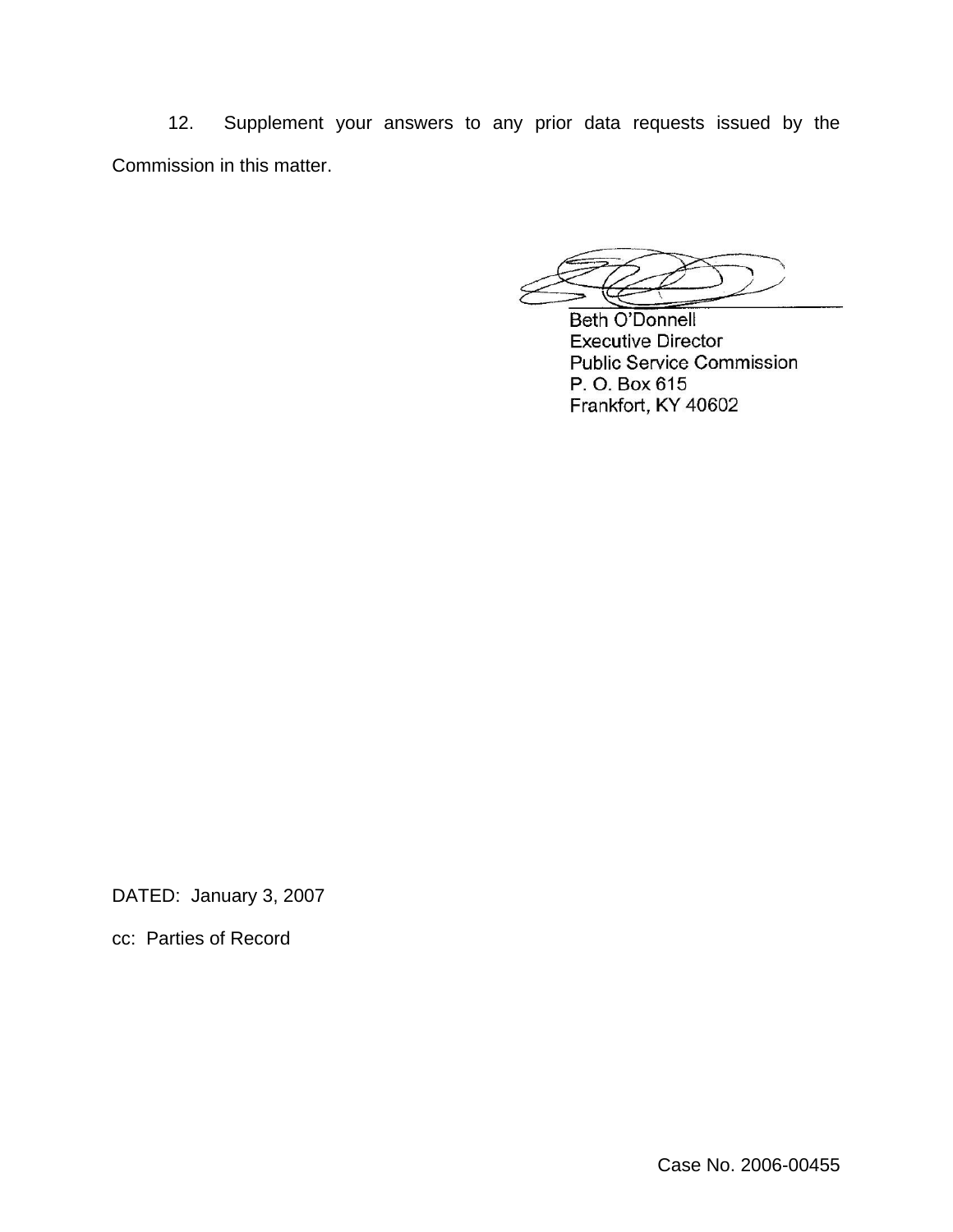12. Supplement your answers to any prior data requests issued by the Commission in this matter.

Beth O'Donnell
Executive Director
Public Service Commission
P. O. Box 615
Frankfort, KY 40602

DATED: January 3, 2007

cc: Parties of Record

Case No. 2006-00455